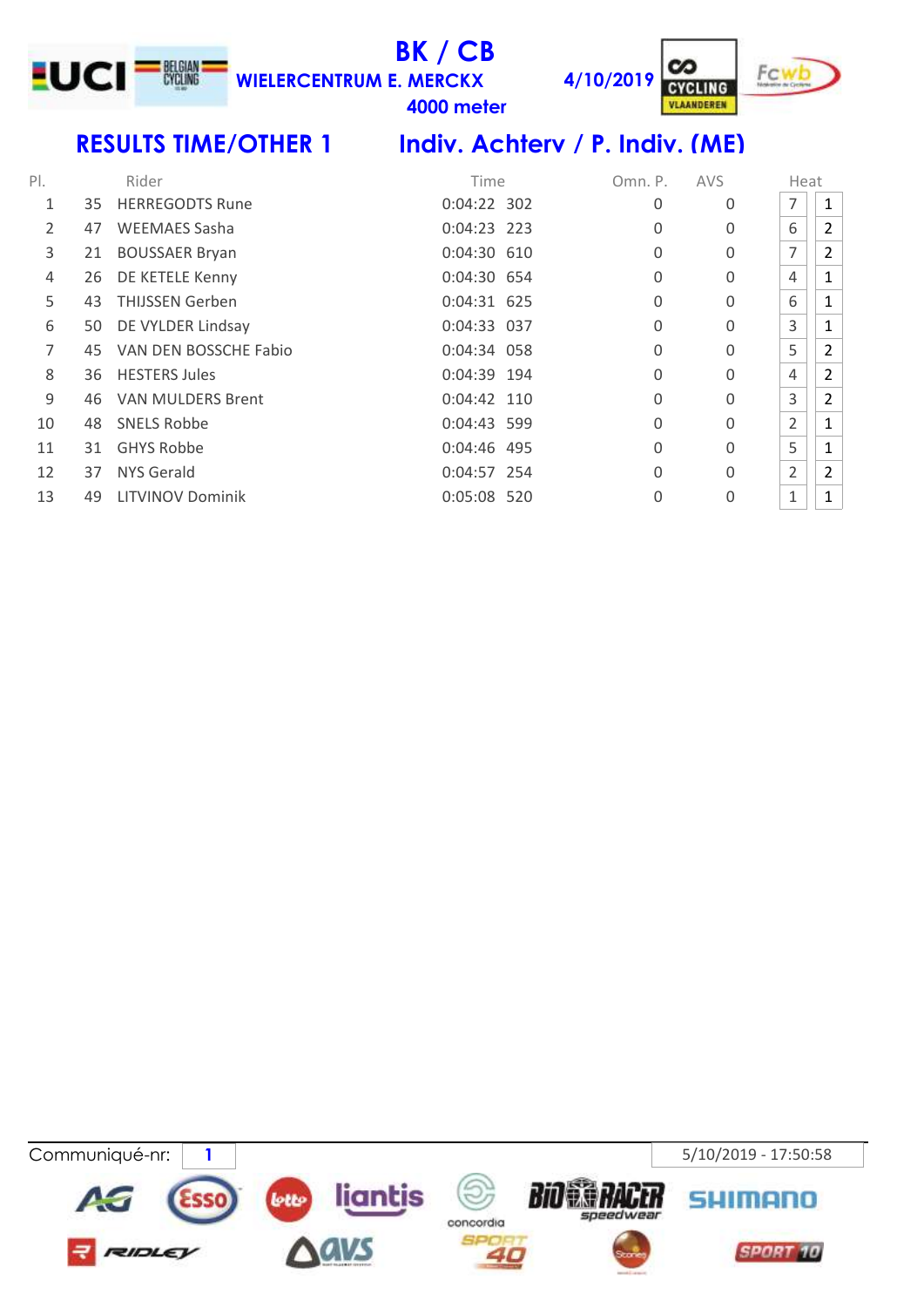# BK / CB

**WIELERCENTRUM E. MERCKX** **4/10/2019**

**4000 meter**

## RESULTS TIME/OTHER 1 — Indiv. Achterv / P. Indiv. (ME)

| Pl. | | Rider | Time | | Omn. P. | AVS | Heat | |
|---|---|---|---|---|---|---|---|---|
| 1 | 35 | HERREGODTS Rune | 0:04:22 | 302 | 0 | 0 | 7 | 1 |
| 2 | 47 | WEEMAES Sasha | 0:04:23 | 223 | 0 | 0 | 6 | 2 |
| 3 | 21 | BOUSSAER Bryan | 0:04:30 | 610 | 0 | 0 | 7 | 2 |
| 4 | 26 | DE KETELE Kenny | 0:04:30 | 654 | 0 | 0 | 4 | 1 |
| 5 | 43 | THIJSSEN Gerben | 0:04:31 | 625 | 0 | 0 | 6 | 1 |
| 6 | 50 | DE VYLDER Lindsay | 0:04:33 | 037 | 0 | 0 | 3 | 1 |
| 7 | 45 | VAN DEN BOSSCHE Fabio | 0:04:34 | 058 | 0 | 0 | 5 | 2 |
| 8 | 36 | HESTERS Jules | 0:04:39 | 194 | 0 | 0 | 4 | 2 |
| 9 | 46 | VAN MULDERS Brent | 0:04:42 | 110 | 0 | 0 | 3 | 2 |
| 10 | 48 | SNELS Robbe | 0:04:43 | 599 | 0 | 0 | 2 | 1 |
| 11 | 31 | GHYS Robbe | 0:04:46 | 495 | 0 | 0 | 5 | 1 |
| 12 | 37 | NYS Gerald | 0:04:57 | 254 | 0 | 0 | 2 | 2 |
| 13 | 49 | LITVINOV Dominik | 0:05:08 | 520 | 0 | 0 | 1 | 1 |

Communiqué-nr: 1

5/10/2019 - 17:50:58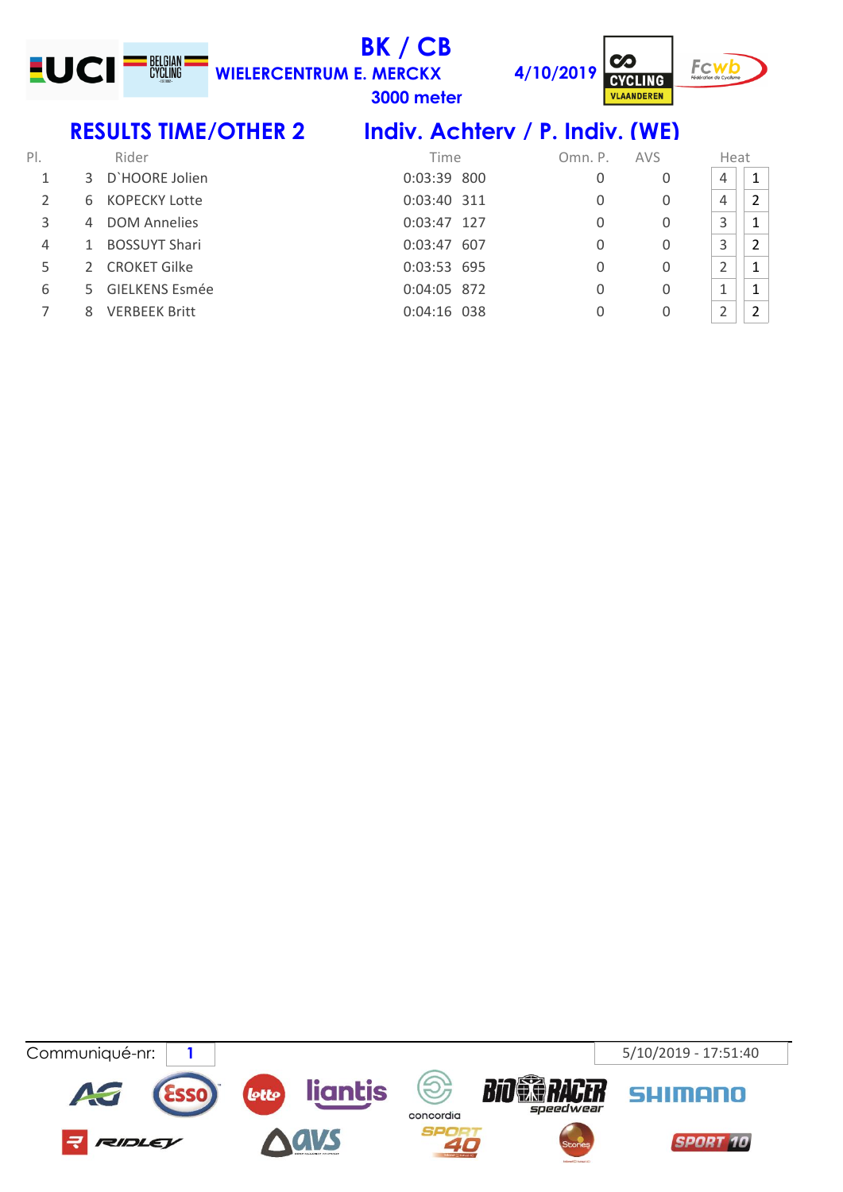# BK / CB

**WIELERCENTRUM E. MERCKX**

**3000 meter**

**4/10/2019**

## RESULTS TIME/OTHER 2

## Indiv. Achterv / P. Indiv. (WE)

| Pl. | | Rider | Time | | Omn. P. | AVS | Heat | |
|---|---|---|---|---|---|---|---|---|
| 1 | 3 | D`HOORE Jolien | 0:03:39 | 800 | 0 | 0 | 4 | 1 |
| 2 | 6 | KOPECKY Lotte | 0:03:40 | 311 | 0 | 0 | 4 | 2 |
| 3 | 4 | DOM Annelies | 0:03:47 | 127 | 0 | 0 | 3 | 1 |
| 4 | 1 | BOSSUYT Shari | 0:03:47 | 607 | 0 | 0 | 3 | 2 |
| 5 | 2 | CROKET Gilke | 0:03:53 | 695 | 0 | 0 | 2 | 1 |
| 6 | 5 | GIELKENS Esmée | 0:04:05 | 872 | 0 | 0 | 1 | 1 |
| 7 | 8 | VERBEEK Britt | 0:04:16 | 038 | 0 | 0 | 2 | 2 |

Communiqué-nr: 1

5/10/2019 - 17:51:40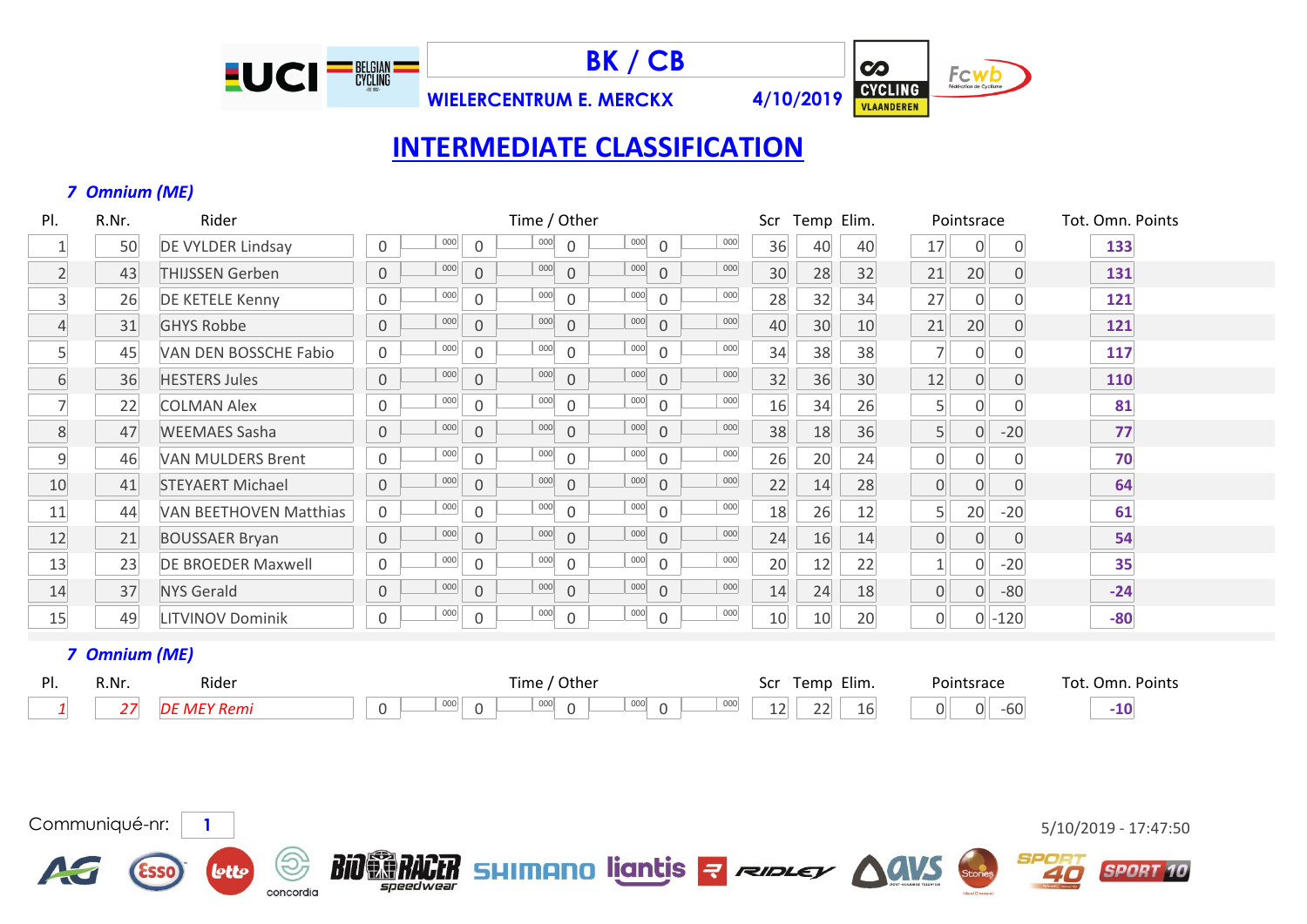# BK / CB

WIELERCENTRUM E. MERCKX 4/10/2019

## INTERMEDIATE CLASSIFICATION

### *7 Omnium (ME)*

| Pl. | R.Nr. | Rider | Time / Other | | | | | | | | Scr | Temp | Elim. | Pointsrace | | | Tot. Omn. Points |
|---|---|---|---|---|---|---|---|---|---|---|---|---|---|---|---|---|---|
| 1 | 50 | DE VYLDER Lindsay | 0 | 000 | 0 | 000 | 0 | 000 | 0 | 000 | 36 | 40 | 40 | 17 | 0 | 0 | **133** |
| 2 | 43 | THIJSSEN Gerben | 0 | 000 | 0 | 000 | 0 | 000 | 0 | 000 | 30 | 28 | 32 | 21 | 20 | 0 | **131** |
| 3 | 26 | DE KETELE Kenny | 0 | 000 | 0 | 000 | 0 | 000 | 0 | 000 | 28 | 32 | 34 | 27 | 0 | 0 | **121** |
| 4 | 31 | GHYS Robbe | 0 | 000 | 0 | 000 | 0 | 000 | 0 | 000 | 40 | 30 | 10 | 21 | 20 | 0 | **121** |
| 5 | 45 | VAN DEN BOSSCHE Fabio | 0 | 000 | 0 | 000 | 0 | 000 | 0 | 000 | 34 | 38 | 38 | 7 | 0 | 0 | **117** |
| 6 | 36 | HESTERS Jules | 0 | 000 | 0 | 000 | 0 | 000 | 0 | 000 | 32 | 36 | 30 | 12 | 0 | 0 | **110** |
| 7 | 22 | COLMAN Alex | 0 | 000 | 0 | 000 | 0 | 000 | 0 | 000 | 16 | 34 | 26 | 5 | 0 | 0 | **81** |
| 8 | 47 | WEEMAES Sasha | 0 | 000 | 0 | 000 | 0 | 000 | 0 | 000 | 38 | 18 | 36 | 5 | 0 | -20 | **77** |
| 9 | 46 | VAN MULDERS Brent | 0 | 000 | 0 | 000 | 0 | 000 | 0 | 000 | 26 | 20 | 24 | 0 | 0 | 0 | **70** |
| 10 | 41 | STEYAERT Michael | 0 | 000 | 0 | 000 | 0 | 000 | 0 | 000 | 22 | 14 | 28 | 0 | 0 | 0 | **64** |
| 11 | 44 | VAN BEETHOVEN Matthias | 0 | 000 | 0 | 000 | 0 | 000 | 0 | 000 | 18 | 26 | 12 | 5 | 20 | -20 | **61** |
| 12 | 21 | BOUSSAER Bryan | 0 | 000 | 0 | 000 | 0 | 000 | 0 | 000 | 24 | 16 | 14 | 0 | 0 | 0 | **54** |
| 13 | 23 | DE BROEDER Maxwell | 0 | 000 | 0 | 000 | 0 | 000 | 0 | 000 | 20 | 12 | 22 | 1 | 0 | -20 | **35** |
| 14 | 37 | NYS Gerald | 0 | 000 | 0 | 000 | 0 | 000 | 0 | 000 | 14 | 24 | 18 | 0 | 0 | -80 | **-24** |
| 15 | 49 | LITVINOV Dominik | 0 | 000 | 0 | 000 | 0 | 000 | 0 | 000 | 10 | 10 | 20 | 0 | 0 | -120 | **-80** |

### *7 Omnium (ME)*

| Pl. | R.Nr. | Rider | Time / Other | | | | | | | | Scr | Temp | Elim. | Pointsrace | | | Tot. Omn. Points |
|---|---|---|---|---|---|---|---|---|---|---|---|---|---|---|---|---|---|
| *1* | *27* | *DE MEY Remi* | 0 | 000 | 0 | 000 | 0 | 000 | 0 | 000 | 12 | 22 | 16 | 0 | 0 | -60 | **-10** |

Communiqué-nr: 1

5/10/2019 - 17:47:50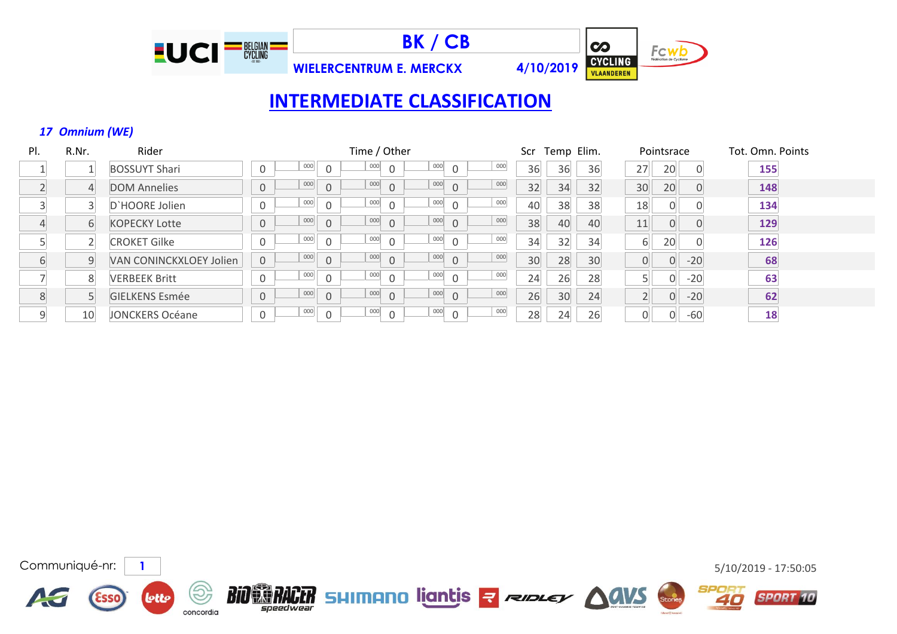# BK / CB

**WIELERCENTRUM E. MERCKX** **4/10/2019**

## INTERMEDIATE CLASSIFICATION

*17 Omnium (WE)*

| Pl. | R.Nr. | Rider | Time / Other | | | | | | | | Scr | Temp | Elim. | Pointsrace | | | Tot. Omn. Points |
|---|---|---|---|---|---|---|---|---|---|---|---|---|---|---|---|---|---|
| 1 | 1 | BOSSUYT Shari | 0 | 000 | 0 | 000 | 0 | 000 | 0 | 000 | 36 | 36 | 36 | 27 | 20 | 0 | **155** |
| 2 | 4 | DOM Annelies | 0 | 000 | 0 | 000 | 0 | 000 | 0 | 000 | 32 | 34 | 32 | 30 | 20 | 0 | **148** |
| 3 | 3 | D`HOORE Jolien | 0 | 000 | 0 | 000 | 0 | 000 | 0 | 000 | 40 | 38 | 38 | 18 | 0 | 0 | **134** |
| 4 | 6 | KOPECKY Lotte | 0 | 000 | 0 | 000 | 0 | 000 | 0 | 000 | 38 | 40 | 40 | 11 | 0 | 0 | **129** |
| 5 | 2 | CROKET Gilke | 0 | 000 | 0 | 000 | 0 | 000 | 0 | 000 | 34 | 32 | 34 | 6 | 20 | 0 | **126** |
| 6 | 9 | VAN CONINCKXLOEY Jolien | 0 | 000 | 0 | 000 | 0 | 000 | 0 | 000 | 30 | 28 | 30 | 0 | 0 | -20 | **68** |
| 7 | 8 | VERBEEK Britt | 0 | 000 | 0 | 000 | 0 | 000 | 0 | 000 | 24 | 26 | 28 | 5 | 0 | -20 | **63** |
| 8 | 5 | GIELKENS Esmée | 0 | 000 | 0 | 000 | 0 | 000 | 0 | 000 | 26 | 30 | 24 | 2 | 0 | -20 | **62** |
| 9 | 10 | JONCKERS Océane | 0 | 000 | 0 | 000 | 0 | 000 | 0 | 000 | 28 | 24 | 26 | 0 | 0 | -60 | **18** |

Communiqué-nr: 1

5/10/2019 - 17:50:05